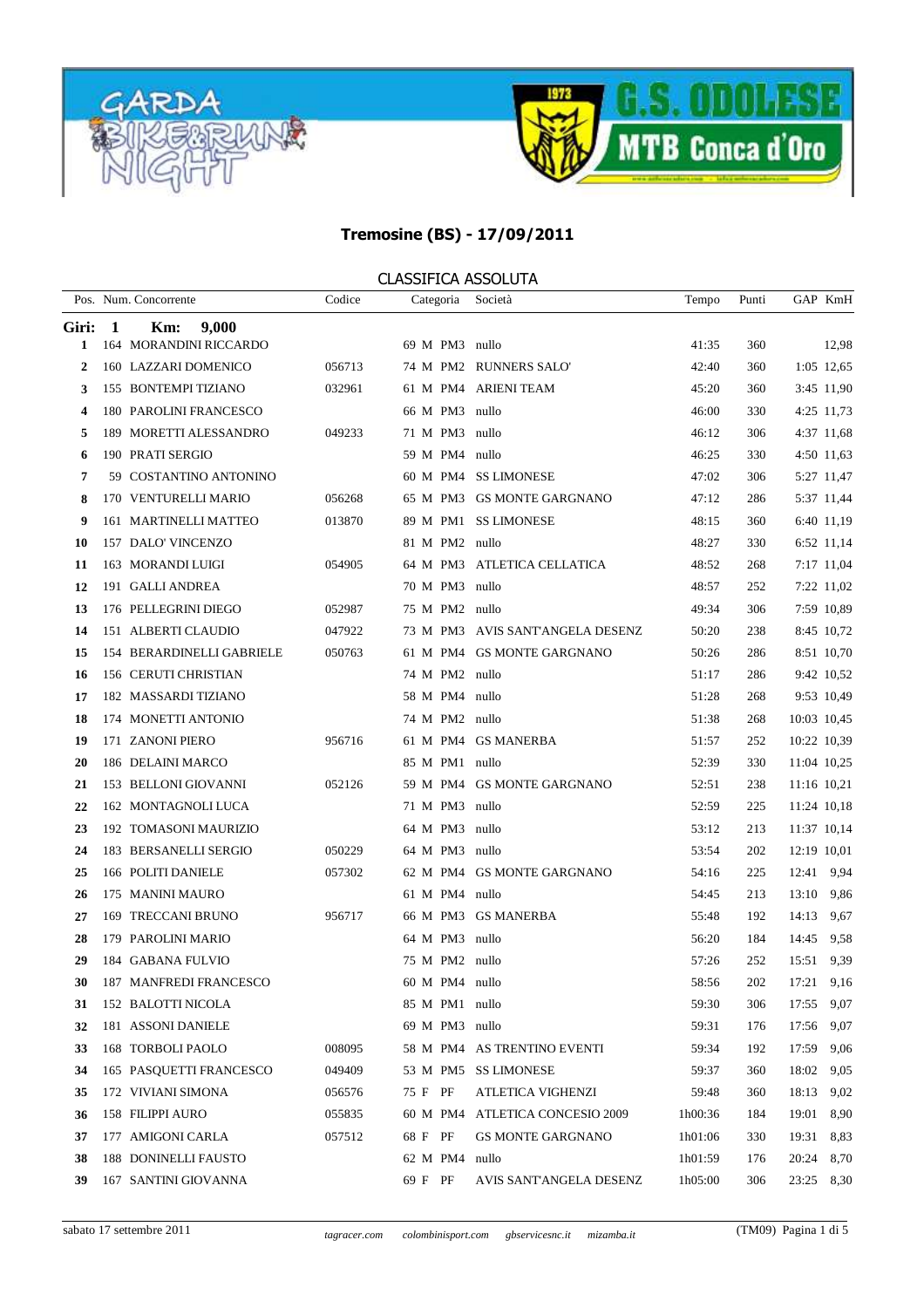## Tremosine (BS) - 17/09/2011

### CLASSIFICA ASSOLUTA

| Pos. | Num. | Concorrente | Codice | Categoria | | | Società | Tempo | Punti | GAP | KmH |
|---|---|---|---|---|---|---|---|---|---|---|---|
| **Giri: 1** | | **Km: 9,000** | | | | | | | | | |
| **1** | 164 | MORANDINI RICCARDO | | 69 | M | PM3 | nullo | 41:35 | 360 | | 12,98 |
| **2** | 160 | LAZZARI DOMENICO | 056713 | 74 | M | PM2 | RUNNERS SALO' | 42:40 | 360 | 1:05 | 12,65 |
| **3** | 155 | BONTEMPI TIZIANO | 032961 | 61 | M | PM4 | ARIENI TEAM | 45:20 | 360 | 3:45 | 11,90 |
| **4** | 180 | PAROLINI FRANCESCO | | 66 | M | PM3 | nullo | 46:00 | 330 | 4:25 | 11,73 |
| **5** | 189 | MORETTI ALESSANDRO | 049233 | 71 | M | PM3 | nullo | 46:12 | 306 | 4:37 | 11,68 |
| **6** | 190 | PRATI SERGIO | | 59 | M | PM4 | nullo | 46:25 | 330 | 4:50 | 11,63 |
| **7** | 59 | COSTANTINO ANTONINO | | 60 | M | PM4 | SS LIMONESE | 47:02 | 306 | 5:27 | 11,47 |
| **8** | 170 | VENTURELLI MARIO | 056268 | 65 | M | PM3 | GS MONTE GARGNANO | 47:12 | 286 | 5:37 | 11,44 |
| **9** | 161 | MARTINELLI MATTEO | 013870 | 89 | M | PM1 | SS LIMONESE | 48:15 | 360 | 6:40 | 11,19 |
| **10** | 157 | DALO' VINCENZO | | 81 | M | PM2 | nullo | 48:27 | 330 | 6:52 | 11,14 |
| **11** | 163 | MORANDI LUIGI | 054905 | 64 | M | PM3 | ATLETICA CELLATICA | 48:52 | 268 | 7:17 | 11,04 |
| **12** | 191 | GALLI ANDREA | | 70 | M | PM3 | nullo | 48:57 | 252 | 7:22 | 11,02 |
| **13** | 176 | PELLEGRINI DIEGO | 052987 | 75 | M | PM2 | nullo | 49:34 | 306 | 7:59 | 10,89 |
| **14** | 151 | ALBERTI CLAUDIO | 047922 | 73 | M | PM3 | AVIS SANT'ANGELA DESENZ | 50:20 | 238 | 8:45 | 10,72 |
| **15** | 154 | BERARDINELLI GABRIELE | 050763 | 61 | M | PM4 | GS MONTE GARGNANO | 50:26 | 286 | 8:51 | 10,70 |
| **16** | 156 | CERUTI CHRISTIAN | | 74 | M | PM2 | nullo | 51:17 | 286 | 9:42 | 10,52 |
| **17** | 182 | MASSARDI TIZIANO | | 58 | M | PM4 | nullo | 51:28 | 268 | 9:53 | 10,49 |
| **18** | 174 | MONETTI ANTONIO | | 74 | M | PM2 | nullo | 51:38 | 268 | 10:03 | 10,45 |
| **19** | 171 | ZANONI PIERO | 956716 | 61 | M | PM4 | GS MANERBA | 51:57 | 252 | 10:22 | 10,39 |
| **20** | 186 | DELAINI MARCO | | 85 | M | PM1 | nullo | 52:39 | 330 | 11:04 | 10,25 |
| **21** | 153 | BELLONI GIOVANNI | 052126 | 59 | M | PM4 | GS MONTE GARGNANO | 52:51 | 238 | 11:16 | 10,21 |
| **22** | 162 | MONTAGNOLI LUCA | | 71 | M | PM3 | nullo | 52:59 | 225 | 11:24 | 10,18 |
| **23** | 192 | TOMASONI MAURIZIO | | 64 | M | PM3 | nullo | 53:12 | 213 | 11:37 | 10,14 |
| **24** | 183 | BERSANELLI SERGIO | 050229 | 64 | M | PM3 | nullo | 53:54 | 202 | 12:19 | 10,01 |
| **25** | 166 | POLITI DANIELE | 057302 | 62 | M | PM4 | GS MONTE GARGNANO | 54:16 | 225 | 12:41 | 9,94 |
| **26** | 175 | MANINI MAURO | | 61 | M | PM4 | nullo | 54:45 | 213 | 13:10 | 9,86 |
| **27** | 169 | TRECCANI BRUNO | 956717 | 66 | M | PM3 | GS MANERBA | 55:48 | 192 | 14:13 | 9,67 |
| **28** | 179 | PAROLINI MARIO | | 64 | M | PM3 | nullo | 56:20 | 184 | 14:45 | 9,58 |
| **29** | 184 | GABANA FULVIO | | 75 | M | PM2 | nullo | 57:26 | 252 | 15:51 | 9,39 |
| **30** | 187 | MANFREDI FRANCESCO | | 60 | M | PM4 | nullo | 58:56 | 202 | 17:21 | 9,16 |
| **31** | 152 | BALOTTI NICOLA | | 85 | M | PM1 | nullo | 59:30 | 306 | 17:55 | 9,07 |
| **32** | 181 | ASSONI DANIELE | | 69 | M | PM3 | nullo | 59:31 | 176 | 17:56 | 9,07 |
| **33** | 168 | TORBOLI PAOLO | 008095 | 58 | M | PM4 | AS TRENTINO EVENTI | 59:34 | 192 | 17:59 | 9,06 |
| **34** | 165 | PASQUETTI FRANCESCO | 049409 | 53 | M | PM5 | SS LIMONESE | 59:37 | 360 | 18:02 | 9,05 |
| **35** | 172 | VIVIANI SIMONA | 056576 | 75 | F | PF | ATLETICA VIGHENZI | 59:48 | 360 | 18:13 | 9,02 |
| **36** | 158 | FILIPPI AURO | 055835 | 60 | M | PM4 | ATLETICA CONCESIO 2009 | 1h00:36 | 184 | 19:01 | 8,90 |
| **37** | 177 | AMIGONI CARLA | 057512 | 68 | F | PF | GS MONTE GARGNANO | 1h01:06 | 330 | 19:31 | 8,83 |
| **38** | 188 | DONINELLI FAUSTO | | 62 | M | PM4 | nullo | 1h01:59 | 176 | 20:24 | 8,70 |
| **39** | 167 | SANTINI GIOVANNA | | 69 | F | PF | AVIS SANT'ANGELA DESENZ | 1h05:00 | 306 | 23:25 | 8,30 |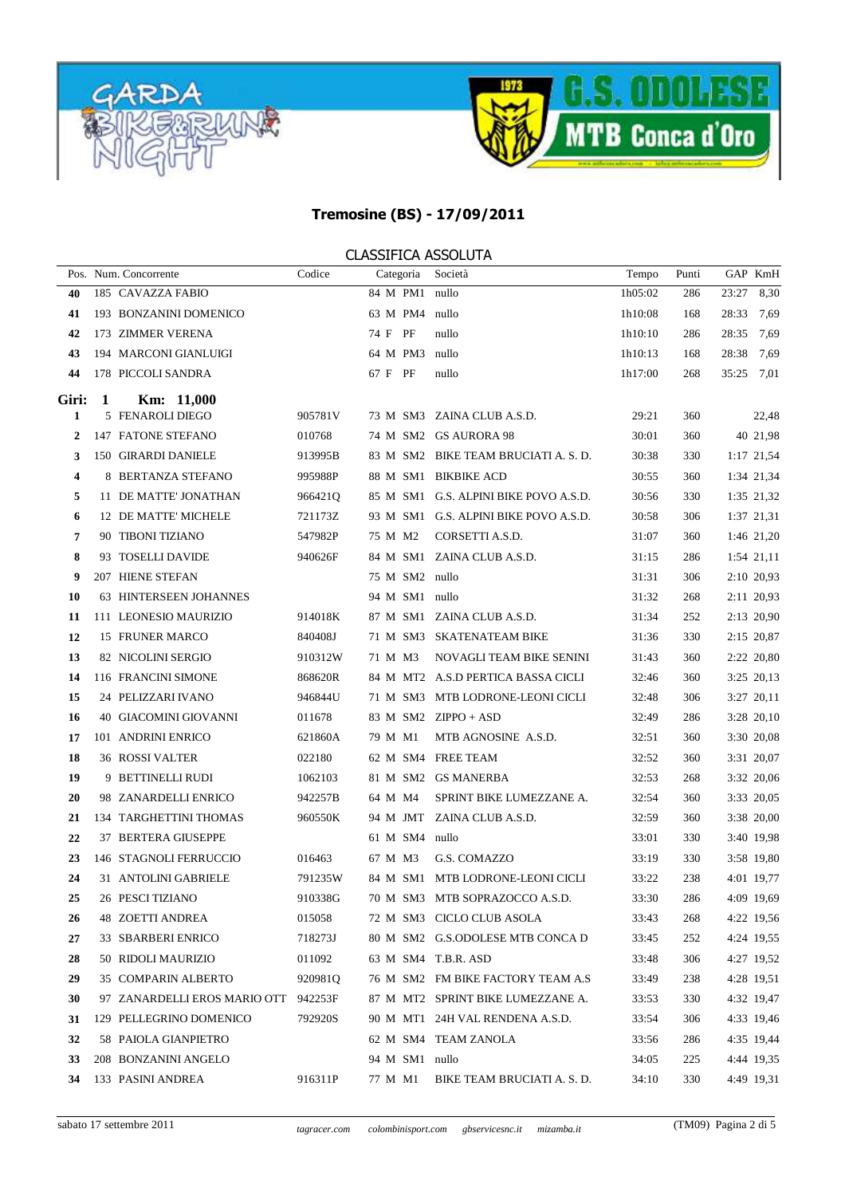## Tremosine (BS) - 17/09/2011

### CLASSIFICA ASSOLUTA

| Pos. | Num. | Concorrente | Codice | Categoria | | | Società | Tempo | Punti | GAP | KmH |
|---|---|---|---|---|---|---|---|---|---|---|---|
| 40 | 185 | CAVAZZA FABIO | | 84 | M | PM1 | nullo | 1h05:02 | 286 | 23:27 | 8,30 |
| 41 | 193 | BONZANINI DOMENICO | | 63 | M | PM4 | nullo | 1h10:08 | 168 | 28:33 | 7,69 |
| 42 | 173 | ZIMMER VERENA | | 74 | F | PF | nullo | 1h10:10 | 286 | 28:35 | 7,69 |
| 43 | 194 | MARCONI GIANLUIGI | | 64 | M | PM3 | nullo | 1h10:13 | 168 | 28:38 | 7,69 |
| 44 | 178 | PICCOLI SANDRA | | 67 | F | PF | nullo | 1h17:00 | 268 | 35:25 | 7,01 |
| **Giri: 1** | | **Km: 11,000** | | | | | | | | | |
| 1 | 5 | FENAROLI DIEGO | 905781V | 73 | M | SM3 | ZAINA CLUB A.S.D. | 29:21 | 360 | | 22,48 |
| 2 | 147 | FATONE STEFANO | 010768 | 74 | M | SM2 | GS AURORA 98 | 30:01 | 360 | 40 | 21,98 |
| 3 | 150 | GIRARDI DANIELE | 913995B | 83 | M | SM2 | BIKE TEAM BRUCIATI A. S. D. | 30:38 | 330 | 1:17 | 21,54 |
| 4 | 8 | BERTANZA STEFANO | 995988P | 88 | M | SM1 | BIKBIKE ACD | 30:55 | 360 | 1:34 | 21,34 |
| 5 | 11 | DE MATTE' JONATHAN | 966421Q | 85 | M | SM1 | G.S. ALPINI BIKE POVO A.S.D. | 30:56 | 330 | 1:35 | 21,32 |
| 6 | 12 | DE MATTE' MICHELE | 721173Z | 93 | M | SM1 | G.S. ALPINI BIKE POVO A.S.D. | 30:58 | 306 | 1:37 | 21,31 |
| 7 | 90 | TIBONI TIZIANO | 547982P | 75 | M | M2 | CORSETTI A.S.D. | 31:07 | 360 | 1:46 | 21,20 |
| 8 | 93 | TOSELLI DAVIDE | 940626F | 84 | M | SM1 | ZAINA CLUB A.S.D. | 31:15 | 286 | 1:54 | 21,11 |
| 9 | 207 | HIENE STEFAN | | 75 | M | SM2 | nullo | 31:31 | 306 | 2:10 | 20,93 |
| 10 | 63 | HINTERSEEN JOHANNES | | 94 | M | SM1 | nullo | 31:32 | 268 | 2:11 | 20,93 |
| 11 | 111 | LEONESIO MAURIZIO | 914018K | 87 | M | SM1 | ZAINA CLUB A.S.D. | 31:34 | 252 | 2:13 | 20,90 |
| 12 | 15 | FRUNER MARCO | 840408J | 71 | M | SM3 | SKATENATEAM BIKE | 31:36 | 330 | 2:15 | 20,87 |
| 13 | 82 | NICOLINI SERGIO | 910312W | 71 | M | M3 | NOVAGLI TEAM BIKE SENINI | 31:43 | 360 | 2:22 | 20,80 |
| 14 | 116 | FRANCINI SIMONE | 868620R | 84 | M | MT2 | A.S.D PERTICA BASSA CICLI | 32:46 | 360 | 3:25 | 20,13 |
| 15 | 24 | PELIZZARI IVANO | 946844U | 71 | M | SM3 | MTB LODRONE-LEONI CICLI | 32:48 | 306 | 3:27 | 20,11 |
| 16 | 40 | GIACOMINI GIOVANNI | 011678 | 83 | M | SM2 | ZIPPO + ASD | 32:49 | 286 | 3:28 | 20,10 |
| 17 | 101 | ANDRINI ENRICO | 621860A | 79 | M | M1 | MTB AGNOSINE A.S.D. | 32:51 | 360 | 3:30 | 20,08 |
| 18 | 36 | ROSSI VALTER | 022180 | 62 | M | SM4 | FREE TEAM | 32:52 | 360 | 3:31 | 20,07 |
| 19 | 9 | BETTINELLI RUDI | 1062103 | 81 | M | SM2 | GS MANERBA | 32:53 | 268 | 3:32 | 20,06 |
| 20 | 98 | ZANARDELLI ENRICO | 942257B | 64 | M | M4 | SPRINT BIKE LUMEZZANE A. | 32:54 | 360 | 3:33 | 20,05 |
| 21 | 134 | TARGHETTINI THOMAS | 960550K | 94 | M | JMT | ZAINA CLUB A.S.D. | 32:59 | 360 | 3:38 | 20,00 |
| 22 | 37 | BERTERA GIUSEPPE | | 61 | M | SM4 | nullo | 33:01 | 330 | 3:40 | 19,98 |
| 23 | 146 | STAGNOLI FERRUCCIO | 016463 | 67 | M | M3 | G.S. COMAZZO | 33:19 | 330 | 3:58 | 19,80 |
| 24 | 31 | ANTOLINI GABRIELE | 791235W | 84 | M | SM1 | MTB LODRONE-LEONI CICLI | 33:22 | 238 | 4:01 | 19,77 |
| 25 | 26 | PESCI TIZIANO | 910338G | 70 | M | SM3 | MTB SOPRAZOCCO A.S.D. | 33:30 | 286 | 4:09 | 19,69 |
| 26 | 48 | ZOETTI ANDREA | 015058 | 72 | M | SM3 | CICLO CLUB ASOLA | 33:43 | 268 | 4:22 | 19,56 |
| 27 | 33 | SBARBERI ENRICO | 718273J | 80 | M | SM2 | G.S.ODOLESE MTB CONCA D | 33:45 | 252 | 4:24 | 19,55 |
| 28 | 50 | RIDOLI MAURIZIO | 011092 | 63 | M | SM4 | T.B.R. ASD | 33:48 | 306 | 4:27 | 19,52 |
| 29 | 35 | COMPARIN ALBERTO | 920981Q | 76 | M | SM2 | FM BIKE FACTORY TEAM A.S | 33:49 | 238 | 4:28 | 19,51 |
| 30 | 97 | ZANARDELLI EROS MARIO OTT | 942253F | 87 | M | MT2 | SPRINT BIKE LUMEZZANE A. | 33:53 | 330 | 4:32 | 19,47 |
| 31 | 129 | PELLEGRINO DOMENICO | 792920S | 90 | M | MT1 | 24H VAL RENDENA A.S.D. | 33:54 | 306 | 4:33 | 19,46 |
| 32 | 58 | PAIOLA GIANPIETRO | | 62 | M | SM4 | TEAM ZANOLA | 33:56 | 286 | 4:35 | 19,44 |
| 33 | 208 | BONZANINI ANGELO | | 94 | M | SM1 | nullo | 34:05 | 225 | 4:44 | 19,35 |
| 34 | 133 | PASINI ANDREA | 916311P | 77 | M | M1 | BIKE TEAM BRUCIATI A. S. D. | 34:10 | 330 | 4:49 | 19,31 |

sabato 17 settembre 2011 — tagracer.com colombinisport.com gbservicesnc.it mizamba.it — (TM09)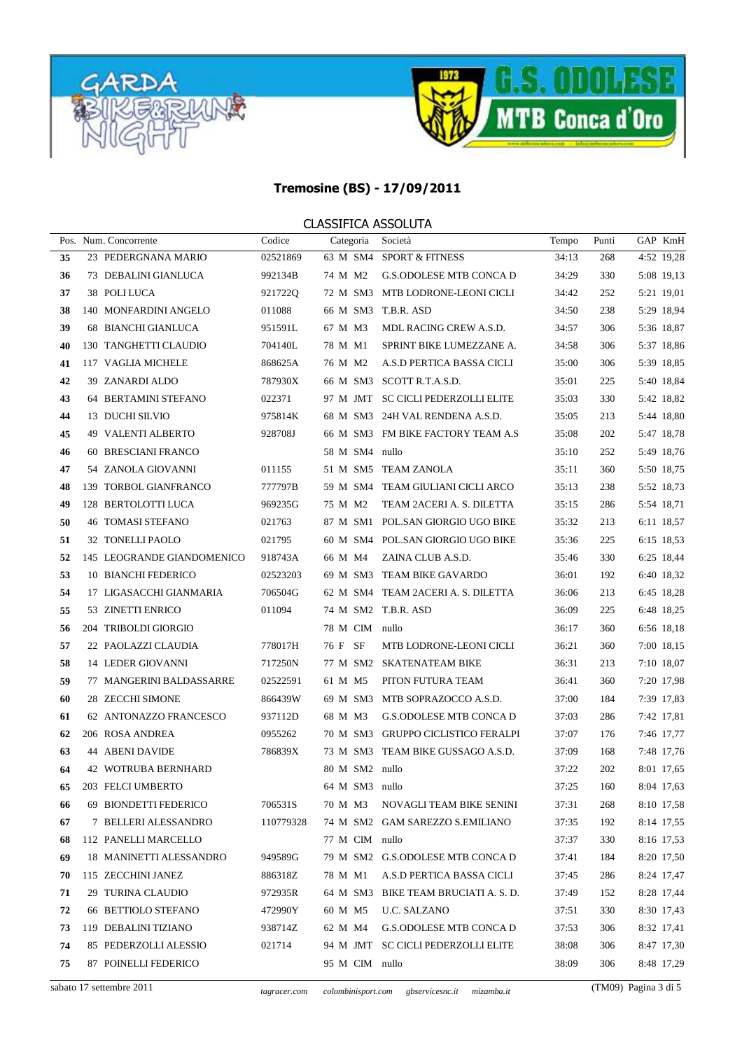**Tremosine (BS) - 17/09/2011**

CLASSIFICA ASSOLUTA

| Pos. | Num. | Concorrente | Codice | Categoria | | | Società | Tempo | Punti | GAP | KmH |
|---|---|---|---|---|---|---|---|---|---|---|---|
| **35** | 23 | PEDERGNANA MARIO | 02521869 | 63 | M | SM4 | SPORT & FITNESS | 34:13 | 268 | 4:52 | 19,28 |
| **36** | 73 | DEBALINI GIANLUCA | 992134B | 74 | M | M2 | G.S.ODOLESE MTB CONCA D | 34:29 | 330 | 5:08 | 19,13 |
| **37** | 38 | POLI LUCA | 921722Q | 72 | M | SM3 | MTB LODRONE-LEONI CICLI | 34:42 | 252 | 5:21 | 19,01 |
| **38** | 140 | MONFARDINI ANGELO | 011088 | 66 | M | SM3 | T.B.R. ASD | 34:50 | 238 | 5:29 | 18,94 |
| **39** | 68 | BIANCHI GIANLUCA | 951591L | 67 | M | M3 | MDL RACING CREW A.S.D. | 34:57 | 306 | 5:36 | 18,87 |
| **40** | 130 | TANGHETTI CLAUDIO | 704140L | 78 | M | M1 | SPRINT BIKE LUMEZZANE A. | 34:58 | 306 | 5:37 | 18,86 |
| **41** | 117 | VAGLIA MICHELE | 868625A | 76 | M | M2 | A.S.D PERTICA BASSA CICLI | 35:00 | 306 | 5:39 | 18,85 |
| **42** | 39 | ZANARDI ALDO | 787930X | 66 | M | SM3 | SCOTT R.T.A.S.D. | 35:01 | 225 | 5:40 | 18,84 |
| **43** | 64 | BERTAMINI STEFANO | 022371 | 97 | M | JMT | SC CICLI PEDERZOLLI ELITE | 35:03 | 330 | 5:42 | 18,82 |
| **44** | 13 | DUCHI SILVIO | 975814K | 68 | M | SM3 | 24H VAL RENDENA A.S.D. | 35:05 | 213 | 5:44 | 18,80 |
| **45** | 49 | VALENTI ALBERTO | 928708J | 66 | M | SM3 | FM BIKE FACTORY TEAM A.S | 35:08 | 202 | 5:47 | 18,78 |
| **46** | 60 | BRESCIANI FRANCO | | 58 | M | SM4 | nullo | 35:10 | 252 | 5:49 | 18,76 |
| **47** | 54 | ZANOLA GIOVANNI | 011155 | 51 | M | SM5 | TEAM ZANOLA | 35:11 | 360 | 5:50 | 18,75 |
| **48** | 139 | TORBOL GIANFRANCO | 777797B | 59 | M | SM4 | TEAM GIULIANI CICLI ARCO | 35:13 | 238 | 5:52 | 18,73 |
| **49** | 128 | BERTOLOTTI LUCA | 969235G | 75 | M | M2 | TEAM 2ACERI A. S. DILETTA | 35:15 | 286 | 5:54 | 18,71 |
| **50** | 46 | TOMASI STEFANO | 021763 | 87 | M | SM1 | POL.SAN GIORGIO UGO BIKE | 35:32 | 213 | 6:11 | 18,57 |
| **51** | 32 | TONELLI PAOLO | 021795 | 60 | M | SM4 | POL.SAN GIORGIO UGO BIKE | 35:36 | 225 | 6:15 | 18,53 |
| **52** | 145 | LEOGRANDE GIANDOMENICO | 918743A | 66 | M | M4 | ZAINA CLUB A.S.D. | 35:46 | 330 | 6:25 | 18,44 |
| **53** | 10 | BIANCHI FEDERICO | 02523203 | 69 | M | SM3 | TEAM BIKE GAVARDO | 36:01 | 192 | 6:40 | 18,32 |
| **54** | 17 | LIGASACCHI GIANMARIA | 706504G | 62 | M | SM4 | TEAM 2ACERI A. S. DILETTA | 36:06 | 213 | 6:45 | 18,28 |
| **55** | 53 | ZINETTI ENRICO | 011094 | 74 | M | SM2 | T.B.R. ASD | 36:09 | 225 | 6:48 | 18,25 |
| **56** | 204 | TRIBOLDI GIORGIO | | 78 | M | CIM | nullo | 36:17 | 360 | 6:56 | 18,18 |
| **57** | 22 | PAOLAZZI CLAUDIA | 778017H | 76 | F | SF | MTB LODRONE-LEONI CICLI | 36:21 | 360 | 7:00 | 18,15 |
| **58** | 14 | LEDER GIOVANNI | 717250N | 77 | M | SM2 | SKATENATEAM BIKE | 36:31 | 213 | 7:10 | 18,07 |
| **59** | 77 | MANGERINI BALDASSARRE | 02522591 | 61 | M | M5 | PITON FUTURA TEAM | 36:41 | 360 | 7:20 | 17,98 |
| **60** | 28 | ZECCHI SIMONE | 866439W | 69 | M | SM3 | MTB SOPRAZOCCO A.S.D. | 37:00 | 184 | 7:39 | 17,83 |
| **61** | 62 | ANTONAZZO FRANCESCO | 937112D | 68 | M | M3 | G.S.ODOLESE MTB CONCA D | 37:03 | 286 | 7:42 | 17,81 |
| **62** | 206 | ROSA ANDREA | 0955262 | 70 | M | SM3 | GRUPPO CICLISTICO FERALPI | 37:07 | 176 | 7:46 | 17,77 |
| **63** | 44 | ABENI DAVIDE | 786839X | 73 | M | SM3 | TEAM BIKE GUSSAGO A.S.D. | 37:09 | 168 | 7:48 | 17,76 |
| **64** | 42 | WOTRUBA BERNHARD | | 80 | M | SM2 | nullo | 37:22 | 202 | 8:01 | 17,65 |
| **65** | 203 | FELCI UMBERTO | | 64 | M | SM3 | nullo | 37:25 | 160 | 8:04 | 17,63 |
| **66** | 69 | BIONDETTI FEDERICO | 706531S | 70 | M | M3 | NOVAGLI TEAM BIKE SENINI | 37:31 | 268 | 8:10 | 17,58 |
| **67** | 7 | BELLERI ALESSANDRO | 110779328 | 74 | M | SM2 | GAM SAREZZO S.EMILIANO | 37:35 | 192 | 8:14 | 17,55 |
| **68** | 112 | PANELLI MARCELLO | | 77 | M | CIM | nullo | 37:37 | 330 | 8:16 | 17,53 |
| **69** | 18 | MANINETTI ALESSANDRO | 949589G | 79 | M | SM2 | G.S.ODOLESE MTB CONCA D | 37:41 | 184 | 8:20 | 17,50 |
| **70** | 115 | ZECCHINI JANEZ | 886318Z | 78 | M | M1 | A.S.D PERTICA BASSA CICLI | 37:45 | 286 | 8:24 | 17,47 |
| **71** | 29 | TURINA CLAUDIO | 972935R | 64 | M | SM3 | BIKE TEAM BRUCIATI A. S. D. | 37:49 | 152 | 8:28 | 17,44 |
| **72** | 66 | BETTIOLO STEFANO | 472990Y | 60 | M | M5 | U.C. SALZANO | 37:51 | 330 | 8:30 | 17,43 |
| **73** | 119 | DEBALINI TIZIANO | 938714Z | 62 | M | M4 | G.S.ODOLESE MTB CONCA D | 37:53 | 306 | 8:32 | 17,41 |
| **74** | 85 | PEDERZOLLI ALESSIO | 021714 | 94 | M | JMT | SC CICLI PEDERZOLLI ELITE | 38:08 | 306 | 8:47 | 17,30 |
| **75** | 87 | POINELLI FEDERICO | | 95 | M | CIM | nullo | 38:09 | 306 | 8:48 | 17,29 |

sabato 17 settembre 2011 — *tagracer.com colombinisport.com gbservicesnc.it mizamba.it* — (TM09)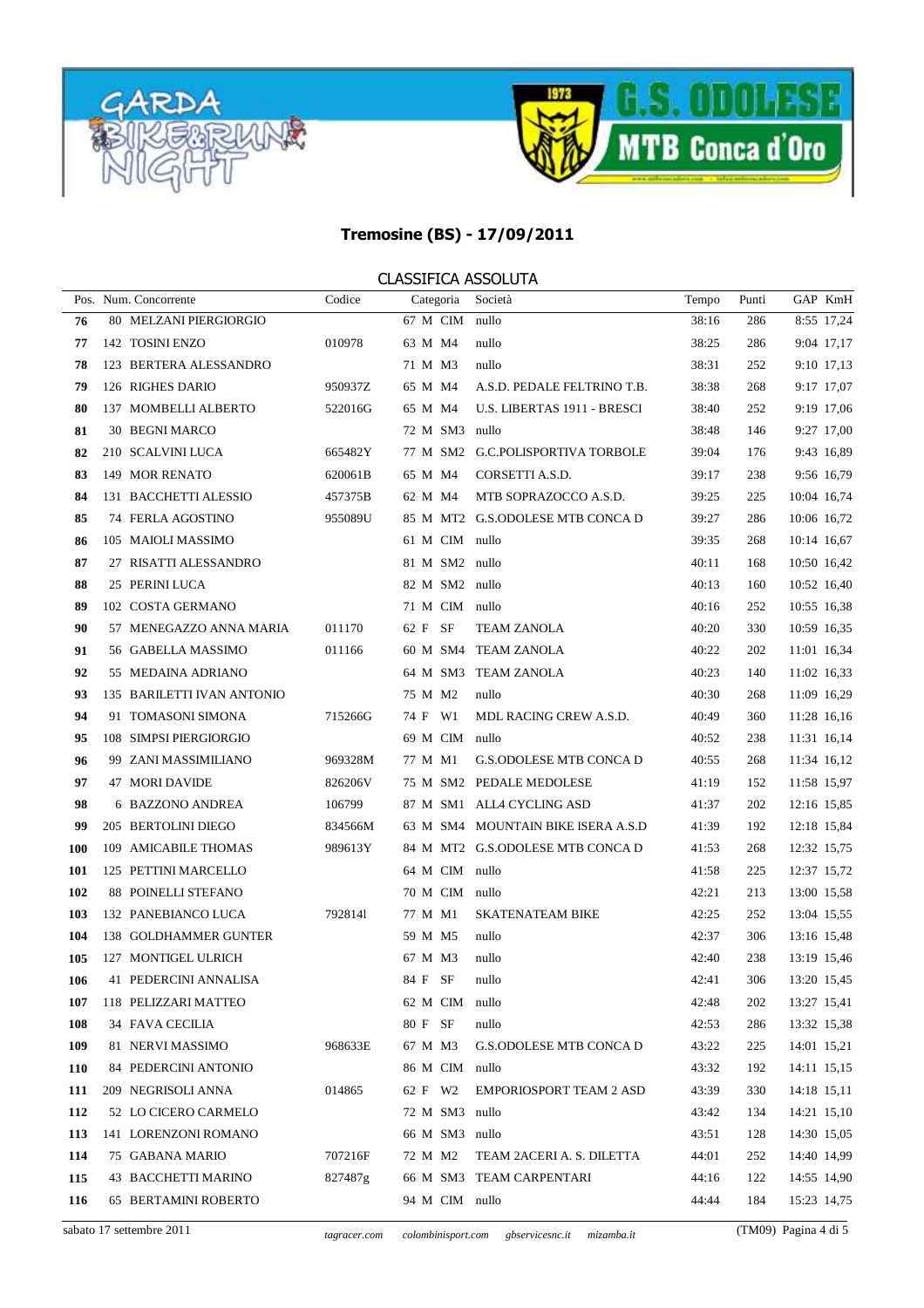**Tremosine (BS) - 17/09/2011**

CLASSIFICA ASSOLUTA

| Pos. | Num. | Concorrente | Codice | Categoria | | | Società | Tempo | Punti | GAP | KmH |
|---|---|---|---|---|---|---|---|---|---|---|---|
| 76 | 80 | MELZANI PIERGIORGIO | | 67 | M | CIM | nullo | 38:16 | 286 | 8:55 | 17,24 |
| 77 | 142 | TOSINI ENZO | 010978 | 63 | M | M4 | nullo | 38:25 | 286 | 9:04 | 17,17 |
| 78 | 123 | BERTERA ALESSANDRO | | 71 | M | M3 | nullo | 38:31 | 252 | 9:10 | 17,13 |
| 79 | 126 | RIGHES DARIO | 950937Z | 65 | M | M4 | A.S.D. PEDALE FELTRINO T.B. | 38:38 | 268 | 9:17 | 17,07 |
| 80 | 137 | MOMBELLI ALBERTO | 522016G | 65 | M | M4 | U.S. LIBERTAS 1911 - BRESCI | 38:40 | 252 | 9:19 | 17,06 |
| 81 | 30 | BEGNI MARCO | | 72 | M | SM3 | nullo | 38:48 | 146 | 9:27 | 17,00 |
| 82 | 210 | SCALVINI LUCA | 665482Y | 77 | M | SM2 | G.C.POLISPORTIVA TORBOLE | 39:04 | 176 | 9:43 | 16,89 |
| 83 | 149 | MOR RENATO | 620061B | 65 | M | M4 | CORSETTI A.S.D. | 39:17 | 238 | 9:56 | 16,79 |
| 84 | 131 | BACCHETTI ALESSIO | 457375B | 62 | M | M4 | MTB SOPRAZOCCO A.S.D. | 39:25 | 225 | 10:04 | 16,74 |
| 85 | 74 | FERLA AGOSTINO | 955089U | 85 | M | MT2 | G.S.ODOLESE MTB CONCA D | 39:27 | 286 | 10:06 | 16,72 |
| 86 | 105 | MAIOLI MASSIMO | | 61 | M | CIM | nullo | 39:35 | 268 | 10:14 | 16,67 |
| 87 | 27 | RISATTI ALESSANDRO | | 81 | M | SM2 | nullo | 40:11 | 168 | 10:50 | 16,42 |
| 88 | 25 | PERINI LUCA | | 82 | M | SM2 | nullo | 40:13 | 160 | 10:52 | 16,40 |
| 89 | 102 | COSTA GERMANO | | 71 | M | CIM | nullo | 40:16 | 252 | 10:55 | 16,38 |
| 90 | 57 | MENEGAZZO ANNA MARIA | 011170 | 62 | F | SF | TEAM ZANOLA | 40:20 | 330 | 10:59 | 16,35 |
| 91 | 56 | GABELLA MASSIMO | 011166 | 60 | M | SM4 | TEAM ZANOLA | 40:22 | 202 | 11:01 | 16,34 |
| 92 | 55 | MEDAINA ADRIANO | | 64 | M | SM3 | TEAM ZANOLA | 40:23 | 140 | 11:02 | 16,33 |
| 93 | 135 | BARILETTI IVAN ANTONIO | | 75 | M | M2 | nullo | 40:30 | 268 | 11:09 | 16,29 |
| 94 | 91 | TOMASONI SIMONA | 715266G | 74 | F | W1 | MDL RACING CREW A.S.D. | 40:49 | 360 | 11:28 | 16,16 |
| 95 | 108 | SIMPSI PIERGIORGIO | | 69 | M | CIM | nullo | 40:52 | 238 | 11:31 | 16,14 |
| 96 | 99 | ZANI MASSIMILIANO | 969328M | 77 | M | M1 | G.S.ODOLESE MTB CONCA D | 40:55 | 268 | 11:34 | 16,12 |
| 97 | 47 | MORI DAVIDE | 826206V | 75 | M | SM2 | PEDALE MEDOLESE | 41:19 | 152 | 11:58 | 15,97 |
| 98 | 6 | BAZZONO ANDREA | 106799 | 87 | M | SM1 | ALL4 CYCLING ASD | 41:37 | 202 | 12:16 | 15,85 |
| 99 | 205 | BERTOLINI DIEGO | 834566M | 63 | M | SM4 | MOUNTAIN BIKE ISERA A.S.D | 41:39 | 192 | 12:18 | 15,84 |
| 100 | 109 | AMICABILE THOMAS | 989613Y | 84 | M | MT2 | G.S.ODOLESE MTB CONCA D | 41:53 | 268 | 12:32 | 15,75 |
| 101 | 125 | PETTINI MARCELLO | | 64 | M | CIM | nullo | 41:58 | 225 | 12:37 | 15,72 |
| 102 | 88 | POINELLI STEFANO | | 70 | M | CIM | nullo | 42:21 | 213 | 13:00 | 15,58 |
| 103 | 132 | PANEBIANCO LUCA | 792814l | 77 | M | M1 | SKATENATEAM BIKE | 42:25 | 252 | 13:04 | 15,55 |
| 104 | 138 | GOLDHAMMER GUNTER | | 59 | M | M5 | nullo | 42:37 | 306 | 13:16 | 15,48 |
| 105 | 127 | MONTIGEL ULRICH | | 67 | M | M3 | nullo | 42:40 | 238 | 13:19 | 15,46 |
| 106 | 41 | PEDERCINI ANNALISA | | 84 | F | SF | nullo | 42:41 | 306 | 13:20 | 15,45 |
| 107 | 118 | PELIZZARI MATTEO | | 62 | M | CIM | nullo | 42:48 | 202 | 13:27 | 15,41 |
| 108 | 34 | FAVA CECILIA | | 80 | F | SF | nullo | 42:53 | 286 | 13:32 | 15,38 |
| 109 | 81 | NERVI MASSIMO | 968633E | 67 | M | M3 | G.S.ODOLESE MTB CONCA D | 43:22 | 225 | 14:01 | 15,21 |
| 110 | 84 | PEDERCINI ANTONIO | | 86 | M | CIM | nullo | 43:32 | 192 | 14:11 | 15,15 |
| 111 | 209 | NEGRISOLI ANNA | 014865 | 62 | F | W2 | EMPORIOSPORT TEAM 2 ASD | 43:39 | 330 | 14:18 | 15,11 |
| 112 | 52 | LO CICERO CARMELO | | 72 | M | SM3 | nullo | 43:42 | 134 | 14:21 | 15,10 |
| 113 | 141 | LORENZONI ROMANO | | 66 | M | SM3 | nullo | 43:51 | 128 | 14:30 | 15,05 |
| 114 | 75 | GABANA MARIO | 707216F | 72 | M | M2 | TEAM 2ACERI A. S. DILETTA | 44:01 | 252 | 14:40 | 14,99 |
| 115 | 43 | BACCHETTI MARINO | 827487g | 66 | M | SM3 | TEAM CARPENTARI | 44:16 | 122 | 14:55 | 14,90 |
| 116 | 65 | BERTAMINI ROBERTO | | 94 | M | CIM | nullo | 44:44 | 184 | 15:23 | 14,75 |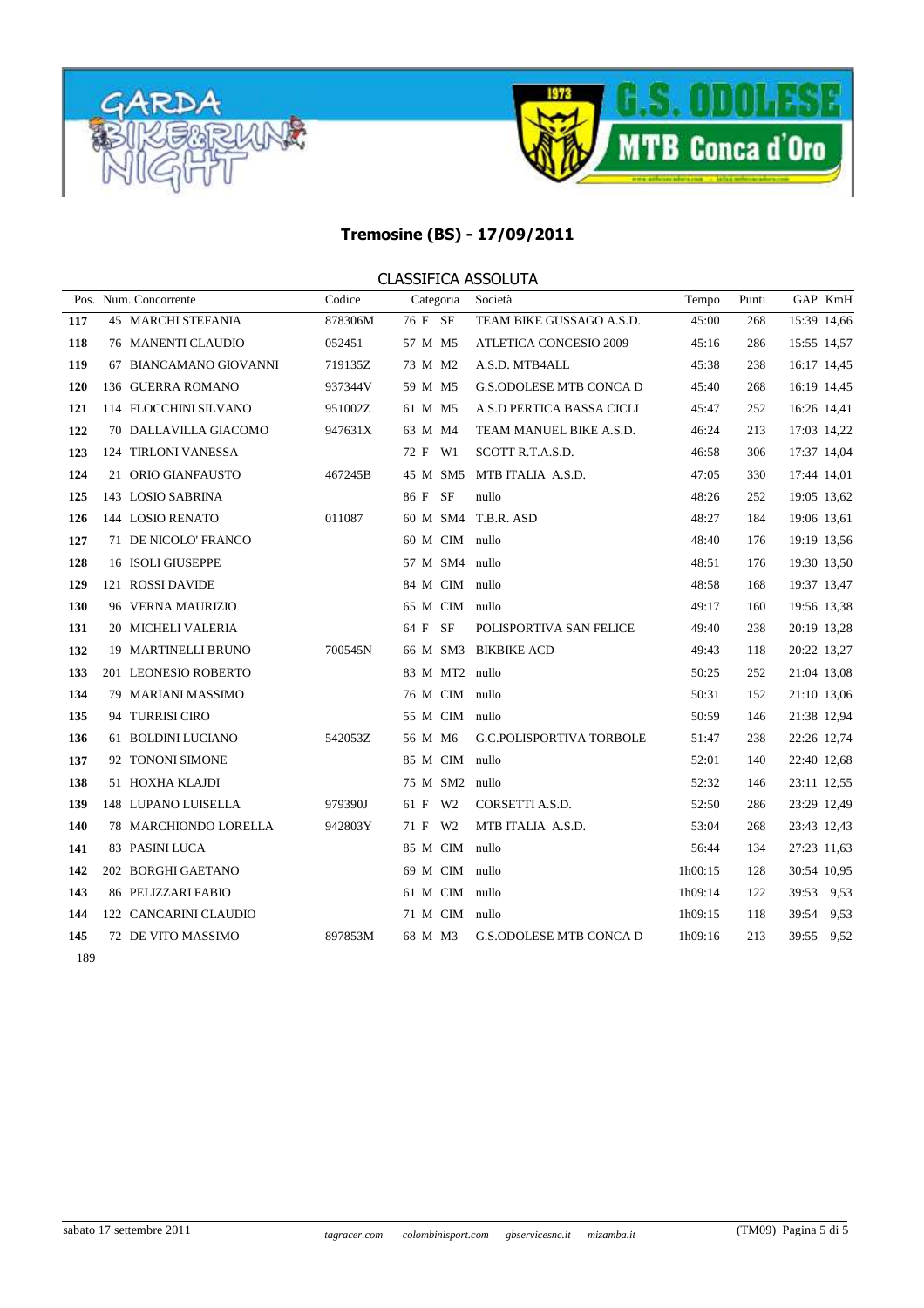## Tremosine (BS) - 17/09/2011

### CLASSIFICA ASSOLUTA

| Pos. | Num. | Concorrente | Codice | Categoria | | | Società | Tempo | Punti | GAP | KmH |
|---|---|---|---|---|---|---|---|---|---|---|---|
| 117 | 45 | MARCHI STEFANIA | 878306M | 76 | F | SF | TEAM BIKE GUSSAGO A.S.D. | 45:00 | 268 | 15:39 | 14,66 |
| 118 | 76 | MANENTI CLAUDIO | 052451 | 57 | M | M5 | ATLETICA CONCESIO 2009 | 45:16 | 286 | 15:55 | 14,57 |
| 119 | 67 | BIANCAMANO GIOVANNI | 719135Z | 73 | M | M2 | A.S.D. MTB4ALL | 45:38 | 238 | 16:17 | 14,45 |
| 120 | 136 | GUERRA ROMANO | 937344V | 59 | M | M5 | G.S.ODOLESE MTB CONCA D | 45:40 | 268 | 16:19 | 14,45 |
| 121 | 114 | FLOCCHINI SILVANO | 951002Z | 61 | M | M5 | A.S.D PERTICA BASSA CICLI | 45:47 | 252 | 16:26 | 14,41 |
| 122 | 70 | DALLAVILLA GIACOMO | 947631X | 63 | M | M4 | TEAM MANUEL BIKE A.S.D. | 46:24 | 213 | 17:03 | 14,22 |
| 123 | 124 | TIRLONI VANESSA | | 72 | F | W1 | SCOTT R.T.A.S.D. | 46:58 | 306 | 17:37 | 14,04 |
| 124 | 21 | ORIO GIANFAUSTO | 467245B | 45 | M | SM5 | MTB ITALIA A.S.D. | 47:05 | 330 | 17:44 | 14,01 |
| 125 | 143 | LOSIO SABRINA | | 86 | F | SF | nullo | 48:26 | 252 | 19:05 | 13,62 |
| 126 | 144 | LOSIO RENATO | 011087 | 60 | M | SM4 | T.B.R. ASD | 48:27 | 184 | 19:06 | 13,61 |
| 127 | 71 | DE NICOLO' FRANCO | | 60 | M | CIM | nullo | 48:40 | 176 | 19:19 | 13,56 |
| 128 | 16 | ISOLI GIUSEPPE | | 57 | M | SM4 | nullo | 48:51 | 176 | 19:30 | 13,50 |
| 129 | 121 | ROSSI DAVIDE | | 84 | M | CIM | nullo | 48:58 | 168 | 19:37 | 13,47 |
| 130 | 96 | VERNA MAURIZIO | | 65 | M | CIM | nullo | 49:17 | 160 | 19:56 | 13,38 |
| 131 | 20 | MICHELI VALERIA | | 64 | F | SF | POLISPORTIVA SAN FELICE | 49:40 | 238 | 20:19 | 13,28 |
| 132 | 19 | MARTINELLI BRUNO | 700545N | 66 | M | SM3 | BIKBIKE ACD | 49:43 | 118 | 20:22 | 13,27 |
| 133 | 201 | LEONESIO ROBERTO | | 83 | M | MT2 | nullo | 50:25 | 252 | 21:04 | 13,08 |
| 134 | 79 | MARIANI MASSIMO | | 76 | M | CIM | nullo | 50:31 | 152 | 21:10 | 13,06 |
| 135 | 94 | TURRISI CIRO | | 55 | M | CIM | nullo | 50:59 | 146 | 21:38 | 12,94 |
| 136 | 61 | BOLDINI LUCIANO | 542053Z | 56 | M | M6 | G.C.POLISPORTIVA TORBOLE | 51:47 | 238 | 22:26 | 12,74 |
| 137 | 92 | TONONI SIMONE | | 85 | M | CIM | nullo | 52:01 | 140 | 22:40 | 12,68 |
| 138 | 51 | HOXHA KLAJDI | | 75 | M | SM2 | nullo | 52:32 | 146 | 23:11 | 12,55 |
| 139 | 148 | LUPANO LUISELLA | 979390J | 61 | F | W2 | CORSETTI A.S.D. | 52:50 | 286 | 23:29 | 12,49 |
| 140 | 78 | MARCHIONDO LORELLA | 942803Y | 71 | F | W2 | MTB ITALIA A.S.D. | 53:04 | 268 | 23:43 | 12,43 |
| 141 | 83 | PASINI LUCA | | 85 | M | CIM | nullo | 56:44 | 134 | 27:23 | 11,63 |
| 142 | 202 | BORGHI GAETANO | | 69 | M | CIM | nullo | 1h00:15 | 128 | 30:54 | 10,95 |
| 143 | 86 | PELIZZARI FABIO | | 61 | M | CIM | nullo | 1h09:14 | 122 | 39:53 | 9,53 |
| 144 | 122 | CANCARINI CLAUDIO | | 71 | M | CIM | nullo | 1h09:15 | 118 | 39:54 | 9,53 |
| 145 | 72 | DE VITO MASSIMO | 897853M | 68 | M | M3 | G.S.ODOLESE MTB CONCA D | 1h09:16 | 213 | 39:55 | 9,52 |

189

sabato 17 settembre 2011 — *tagracer.com colombinisport.com gbservicesnc.it mizamba.it* — (TM09)